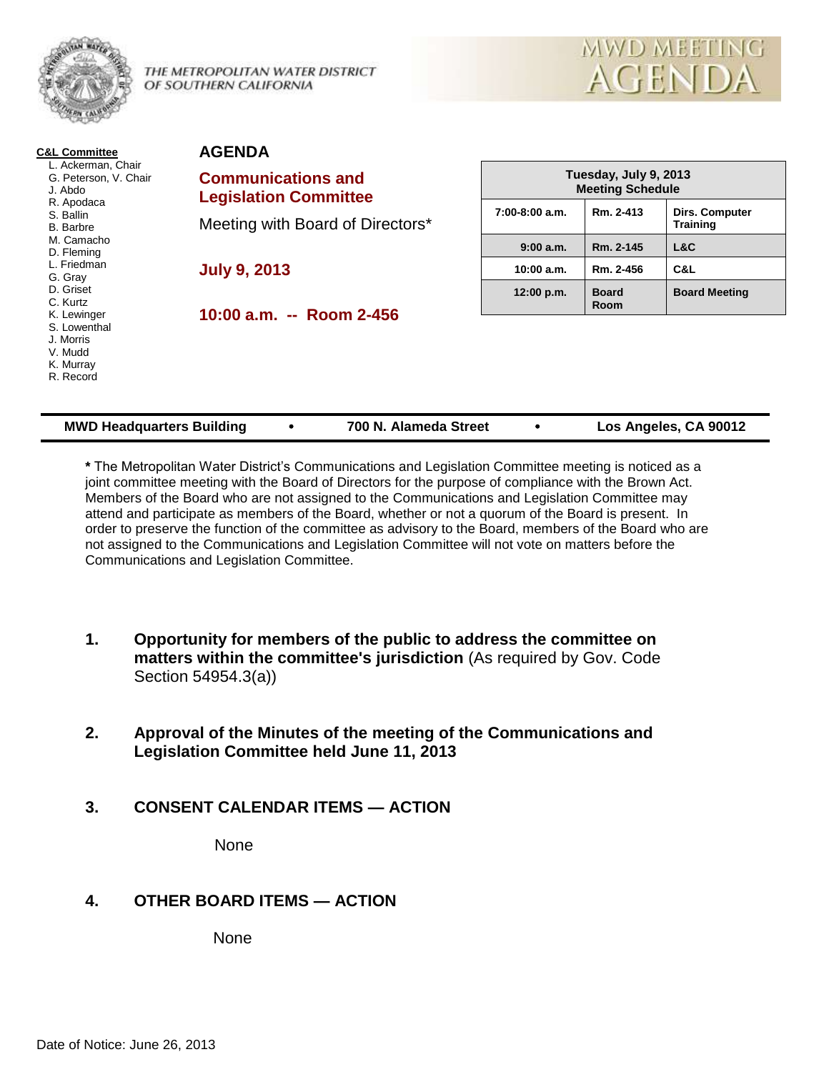THE METROPOLITAN WATER DISTRICT OF SOUTHERN CALIFORNIA

# MWD MEETING AGENDA

**C&L Committee**

- L. Ackerman, Chair
- G. Peterson, V. Chair
- J. Abdo
- R. Apodaca
- S. Ballin
- B. Barbre
- M. Camacho
- D. Fleming
- L. Friedman
- G. Gray
- D. Griset
- C. Kurtz
- K. Lewinger
- S. Lowenthal
- J. Morris
- V. Mudd
- K. Murray
- R. Record

## AGENDA

## Communications and Legislation Committee

Meeting with Board of Directors*

**July 9, 2013**

**10:00 a.m. -- Room 2-456**

| Tuesday, July 9, 2013 Meeting Schedule | | |
|---|---|---|
| 7:00-8:00 a.m. | Rm. 2-413 | Dirs. Computer Training |
| 9:00 a.m. | Rm. 2-145 | L&C |
| 10:00 a.m. | Rm. 2-456 | C&L |
| 12:00 p.m. | Board Room | Board Meeting |

**MWD Headquarters Building • 700 N. Alameda Street • Los Angeles, CA 90012**

**\*** The Metropolitan Water District's Communications and Legislation Committee meeting is noticed as a joint committee meeting with the Board of Directors for the purpose of compliance with the Brown Act. Members of the Board who are not assigned to the Communications and Legislation Committee may attend and participate as members of the Board, whether or not a quorum of the Board is present. In order to preserve the function of the committee as advisory to the Board, members of the Board who are not assigned to the Communications and Legislation Committee will not vote on matters before the Communications and Legislation Committee.

1. **Opportunity for members of the public to address the committee on matters within the committee's jurisdiction** (As required by Gov. Code Section 54954.3(a))

2. **Approval of the Minutes of the meeting of the Communications and Legislation Committee held June 11, 2013**

3. **CONSENT CALENDAR ITEMS — ACTION**

   None

4. **OTHER BOARD ITEMS — ACTION**

   None

Date of Notice: June 26, 2013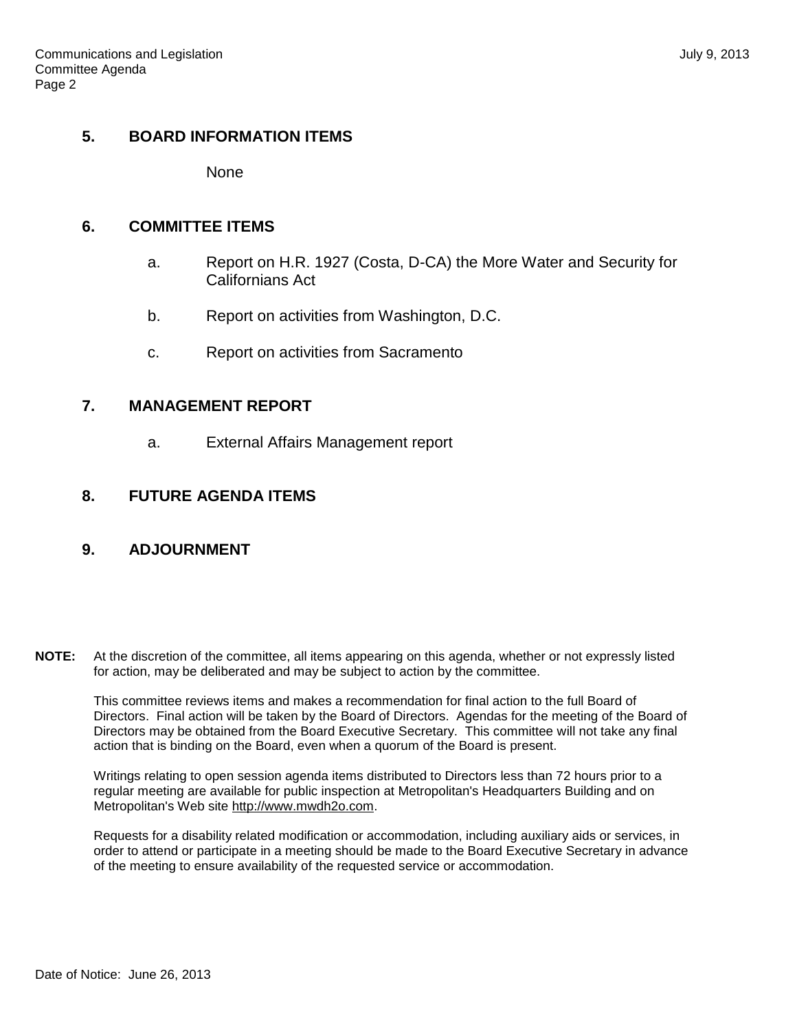## 5. BOARD INFORMATION ITEMS

None

## 6. COMMITTEE ITEMS

a. Report on H.R. 1927 (Costa, D-CA) the More Water and Security for Californians Act

b. Report on activities from Washington, D.C.

c. Report on activities from Sacramento

## 7. MANAGEMENT REPORT

a. External Affairs Management report

## 8. FUTURE AGENDA ITEMS

## 9. ADJOURNMENT

**NOTE:** At the discretion of the committee, all items appearing on this agenda, whether or not expressly listed for action, may be deliberated and may be subject to action by the committee.

This committee reviews items and makes a recommendation for final action to the full Board of Directors. Final action will be taken by the Board of Directors. Agendas for the meeting of the Board of Directors may be obtained from the Board Executive Secretary. This committee will not take any final action that is binding on the Board, even when a quorum of the Board is present.

Writings relating to open session agenda items distributed to Directors less than 72 hours prior to a regular meeting are available for public inspection at Metropolitan's Headquarters Building and on Metropolitan's Web site http://www.mwdh2o.com.

Requests for a disability related modification or accommodation, including auxiliary aids or services, in order to attend or participate in a meeting should be made to the Board Executive Secretary in advance of the meeting to ensure availability of the requested service or accommodation.

Date of Notice: June 26, 2013